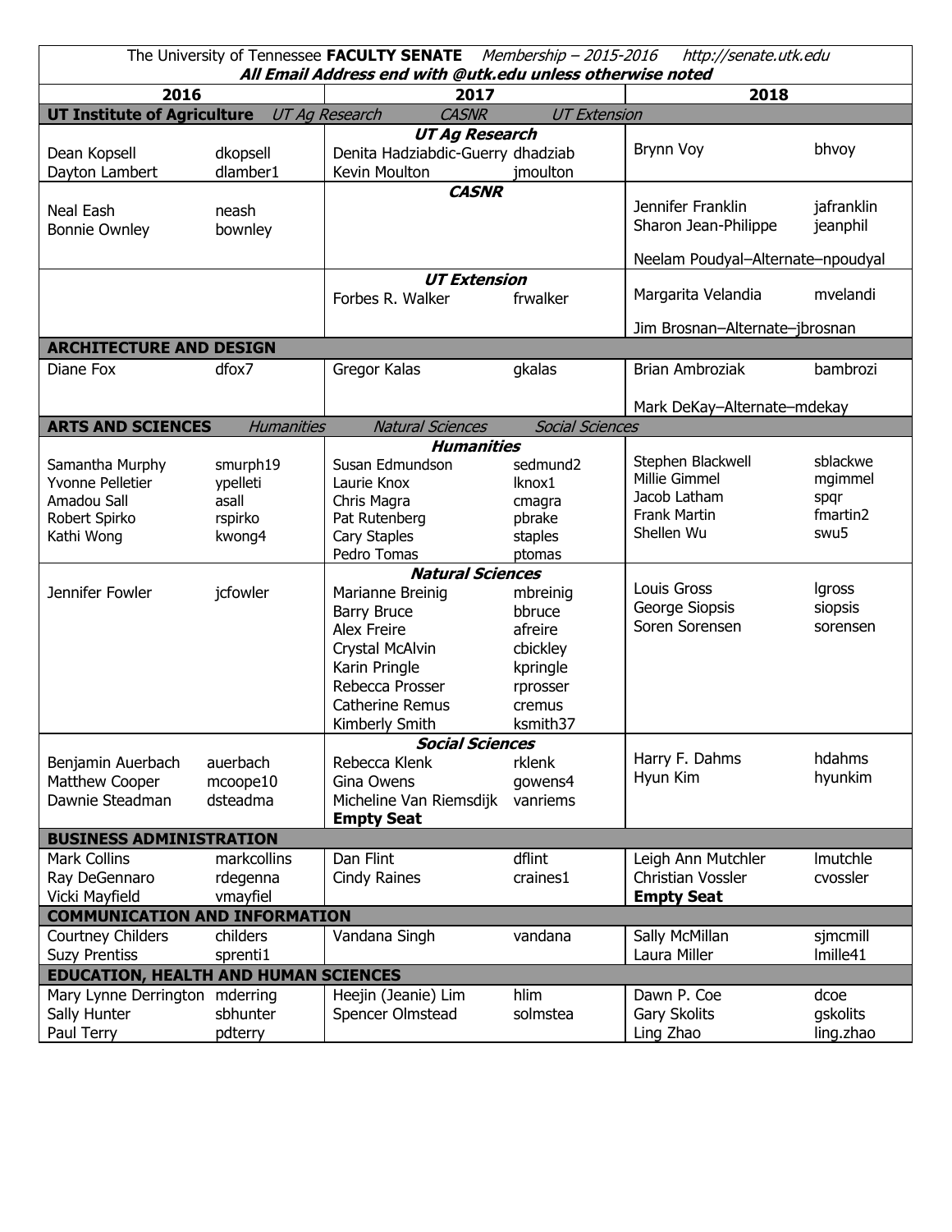The University of Tennessee **FACULTY SENATE** *Membership – 2015-2016* *http://senate.utk.edu*

***All Email Address end with @utk.edu unless otherwise noted***

| 2016 | | 2017 | | 2018 | |
|---|---|---|---|---|---|
| **UT Institute of Agriculture** *UT Ag Research* *CASNR* *UT Extension* | | | | | |
| | | ***UT Ag Research*** | | | |
| Dean Kopsell | dkopsell | Denita Hadziabdic-Guerry | dhadziab | Brynn Voy | bhvoy |
| Dayton Lambert | dlamber1 | Kevin Moulton | jmoulton | | |
| | | ***CASNR*** | | | |
| Neal Eash | neash | | | Jennifer Franklin | jafranklin |
| Bonnie Ownley | bownley | | | Sharon Jean-Philippe | jeanphil |
| | | | | Neelam Poudyal–Alternate–npoudyal | |
| | | ***UT Extension*** | | | |
| | | Forbes R. Walker | frwalker | Margarita Velandia | mvelandi |
| | | | | Jim Brosnan–Alternate–jbrosnan | |
| **ARCHITECTURE AND DESIGN** | | | | | |
| Diane Fox | dfox7 | Gregor Kalas | gkalas | Brian Ambroziak | bambrozi |
| | | | | Mark DeKay–Alternate–mdekay | |
| **ARTS AND SCIENCES** *Humanities* *Natural Sciences* *Social Sciences* | | | | | |
| | | ***Humanities*** | | | |
| Samantha Murphy | smurph19 | Susan Edmundson | sedmund2 | Stephen Blackwell | sblackwe |
| Yvonne Pelletier | ypelleti | Laurie Knox | lknox1 | Millie Gimmel | mgimmel |
| Amadou Sall | asall | Chris Magra | cmagra | Jacob Latham | spqr |
| Robert Spirko | rspirko | Pat Rutenberg | pbrake | Frank Martin | fmartin2 |
| Kathi Wong | kwong4 | Cary Staples | staples | Shellen Wu | swu5 |
| | | Pedro Tomas | ptomas | | |
| | | ***Natural Sciences*** | | | |
| Jennifer Fowler | jcfowler | Marianne Breinig | mbreinig | Louis Gross | lgross |
| | | Barry Bruce | bbruce | George Siopsis | siopsis |
| | | Alex Freire | afreire | Soren Sorensen | sorensen |
| | | Crystal McAlvin | cbickley | | |
| | | Karin Pringle | kpringle | | |
| | | Rebecca Prosser | rprosser | | |
| | | Catherine Remus | cremus | | |
| | | Kimberly Smith | ksmith37 | | |
| | | ***Social Sciences*** | | | |
| Benjamin Auerbach | auerbach | Rebecca Klenk | rklenk | Harry F. Dahms | hdahms |
| Matthew Cooper | mcoope10 | Gina Owens | gowens4 | Hyun Kim | hyunkim |
| Dawnie Steadman | dsteadma | Micheline Van Riemsdijk | vanriems | | |
| | | **Empty Seat** | | | |
| **BUSINESS ADMINISTRATION** | | | | | |
| Mark Collins | markcollins | Dan Flint | dflint | Leigh Ann Mutchler | lmutchle |
| Ray DeGennaro | rdegenna | Cindy Raines | craines1 | Christian Vossler | cvossler |
| Vicki Mayfield | vmayfiel | | | **Empty Seat** | |
| **COMMUNICATION AND INFORMATION** | | | | | |
| Courtney Childers | childers | Vandana Singh | vandana | Sally McMillan | sjmcmill |
| Suzy Prentiss | sprenti1 | | | Laura Miller | lmille41 |
| **EDUCATION, HEALTH AND HUMAN SCIENCES** | | | | | |
| Mary Lynne Derrington | mderring | Heejin (Jeanie) Lim | hlim | Dawn P. Coe | dcoe |
| Sally Hunter | sbhunter | Spencer Olmstead | solmstea | Gary Skolits | gskolits |
| Paul Terry | pdterry | | | Ling Zhao | ling.zhao |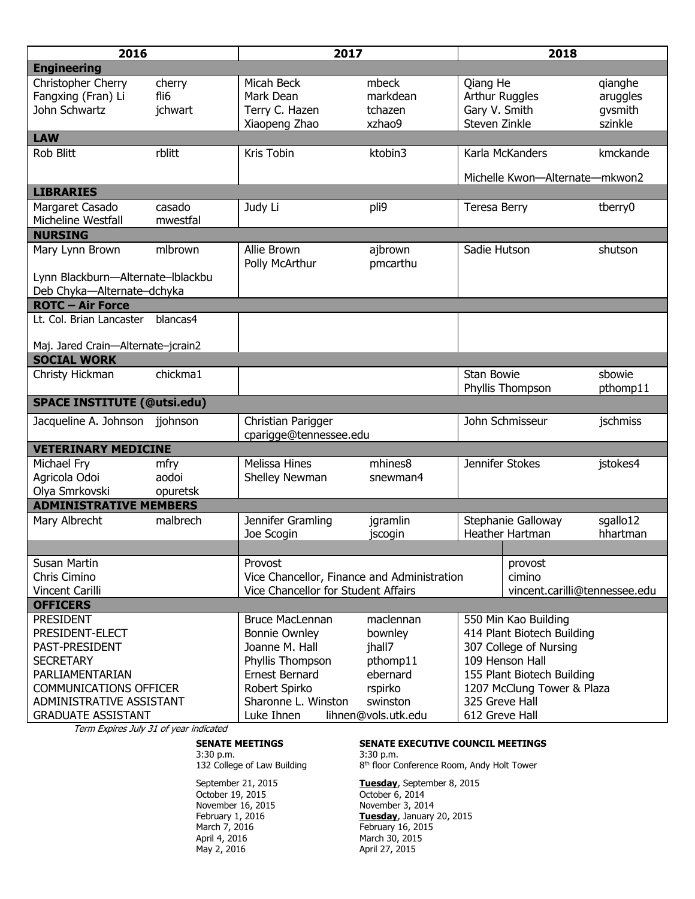| 2016 | | 2017 | | 2018 | |
|---|---|---|---|---|---|
| **Engineering** | | | | | |
| Christopher Cherry | cherry | Micah Beck | mbeck | Qiang He | qianghe |
| Fangxing (Fran) Li | fli6 | Mark Dean | markdean | Arthur Ruggles | aruggles |
| John Schwartz | jchwart | Terry C. Hazen | tchazen | Gary V. Smith | gvsmith |
| | | Xiaopeng Zhao | xzhao9 | Steven Zinkle | szinkle |
| **LAW** | | | | | |
| Rob Blitt | rblitt | Kris Tobin | ktobin3 | Karla McKanders | kmckande |
| | | | | Michelle Kwon—Alternate—mkwon2 | |
| **LIBRARIES** | | | | | |
| Margaret Casado | casado | Judy Li | pli9 | Teresa Berry | tberry0 |
| Micheline Westfall | mwestfal | | | | |
| **NURSING** | | | | | |
| Mary Lynn Brown | mlbrown | Allie Brown | ajbrown | Sadie Hutson | shutson |
| | | Polly McArthur | pmcarthu | | |
| Lynn Blackburn—Alternate–lblackbu | | | | | |
| Deb Chyka—Alternate–dchyka | | | | | |
| **ROTC – Air Force** | | | | | |
| Lt. Col. Brian Lancaster | blancas4 | | | | |
| Maj. Jared Crain—Alternate–jcrain2 | | | | | |
| **SOCIAL WORK** | | | | | |
| Christy Hickman | chickma1 | | | Stan Bowie | sbowie |
| | | | | Phyllis Thompson | pthomp11 |
| **SPACE INSTITUTE (@utsi.edu)** | | | | | |
| Jacqueline A. Johnson | jjohnson | Christian Parigger cparigge@tennessee.edu | | John Schmisseur | jschmiss |
| **VETERINARY MEDICINE** | | | | | |
| Michael Fry | mfry | Melissa Hines | mhines8 | Jennifer Stokes | jstokes4 |
| Agricola Odoi | aodoi | Shelley Newman | snewman4 | | |
| Olya Smrkovski | opuretsk | | | | |
| **ADMINISTRATIVE MEMBERS** | | | | | |
| Mary Albrecht | malbrech | Jennifer Gramling | jgramlin | Stephanie Galloway | sgallo12 |
| | | Joe Scogin | jscogin | Heather Hartman | hhartman |
| Susan Martin | | Provost | | provost | |
| Chris Cimino | | Vice Chancellor, Finance and Administration | | cimino | |
| Vincent Carilli | | Vice Chancellor for Student Affairs | | vincent.carilli@tennessee.edu | |
| **OFFICERS** | | | | | |
| PRESIDENT | | Bruce MacLennan | maclennan | 550 Min Kao Building | |
| PRESIDENT-ELECT | | Bonnie Ownley | bownley | 414 Plant Biotech Building | |
| PAST-PRESIDENT | | Joanne M. Hall | jhall7 | 307 College of Nursing | |
| SECRETARY | | Phyllis Thompson | pthomp11 | 109 Henson Hall | |
| PARLIAMENTARIAN | | Ernest Bernard | ebernard | 155 Plant Biotech Building | |
| COMMUNICATIONS OFFICER | | Robert Spirko | rspirko | 1207 McClung Tower & Plaza | |
| ADMINISTRATIVE ASSISTANT | | Sharonne L. Winston | swinston | 325 Greve Hall | |
| GRADUATE ASSISTANT | | Luke Ihnen | lihnen@vols.utk.edu | 612 Greve Hall | |

*Term Expires July 31 of year indicated*

**SENATE MEETINGS**
3:30 p.m.
132 College of Law Building

September 21, 2015
October 19, 2015
November 16, 2015
February 1, 2016
March 7, 2016
April 4, 2016
May 2, 2016

**SENATE EXECUTIVE COUNCIL MEETINGS**
3:30 p.m.
8th floor Conference Room, Andy Holt Tower

**Tuesday**, September 8, 2015
October 6, 2014
November 3, 2014
**Tuesday**, January 20, 2015
February 16, 2015
March 30, 2015
April 27, 2015